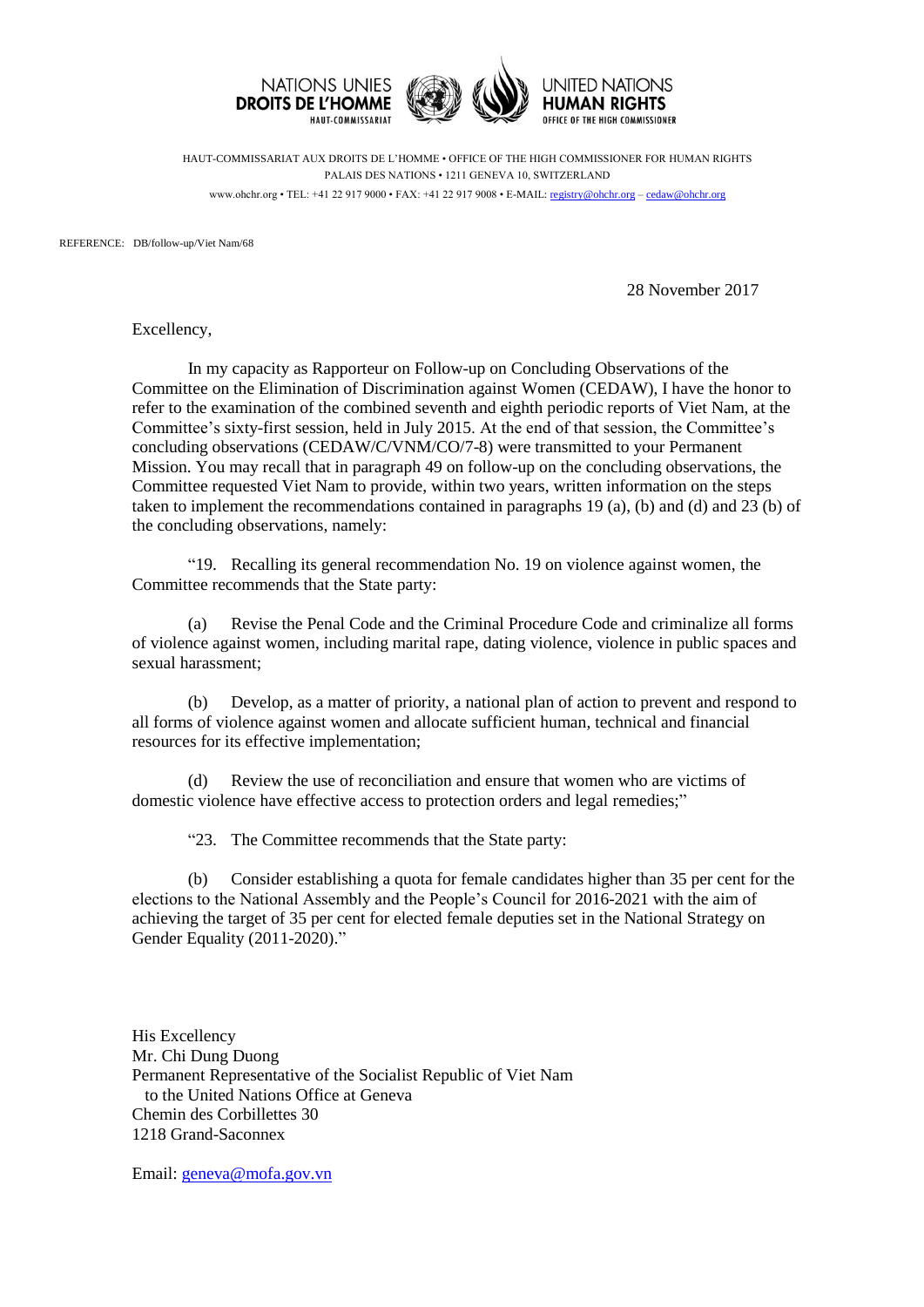NATIONS UNIES
**DROITS DE L'HOMME**
HAUT-COMMISSARIAT

UNITED NATIONS
**HUMAN RIGHTS**
OFFICE OF THE HIGH COMMISSIONER

HAUT-COMMISSARIAT AUX DROITS DE L'HOMME • OFFICE OF THE HIGH COMMISSIONER FOR HUMAN RIGHTS
PALAIS DES NATIONS • 1211 GENEVA 10, SWITZERLAND
www.ohchr.org • TEL: +41 22 917 9000 • FAX: +41 22 917 9008 • E-MAIL: registry@ohchr.org – cedaw@ohchr.org

REFERENCE: DB/follow-up/Viet Nam/68

28 November 2017

Excellency,

In my capacity as Rapporteur on Follow-up on Concluding Observations of the Committee on the Elimination of Discrimination against Women (CEDAW), I have the honor to refer to the examination of the combined seventh and eighth periodic reports of Viet Nam, at the Committee's sixty-first session, held in July 2015. At the end of that session, the Committee's concluding observations (CEDAW/C/VNM/CO/7-8) were transmitted to your Permanent Mission. You may recall that in paragraph 49 on follow-up on the concluding observations, the Committee requested Viet Nam to provide, within two years, written information on the steps taken to implement the recommendations contained in paragraphs 19 (a), (b) and (d) and 23 (b) of the concluding observations, namely:

"19. Recalling its general recommendation No. 19 on violence against women, the Committee recommends that the State party:

(a) Revise the Penal Code and the Criminal Procedure Code and criminalize all forms of violence against women, including marital rape, dating violence, violence in public spaces and sexual harassment;

(b) Develop, as a matter of priority, a national plan of action to prevent and respond to all forms of violence against women and allocate sufficient human, technical and financial resources for its effective implementation;

(d) Review the use of reconciliation and ensure that women who are victims of domestic violence have effective access to protection orders and legal remedies;"

"23. The Committee recommends that the State party:

(b) Consider establishing a quota for female candidates higher than 35 per cent for the elections to the National Assembly and the People's Council for 2016-2021 with the aim of achieving the target of 35 per cent for elected female deputies set in the National Strategy on Gender Equality (2011-2020)."

His Excellency
Mr. Chi Dung Duong
Permanent Representative of the Socialist Republic of Viet Nam
to the United Nations Office at Geneva
Chemin des Corbillettes 30
1218 Grand-Saconnex

Email: geneva@mofa.gov.vn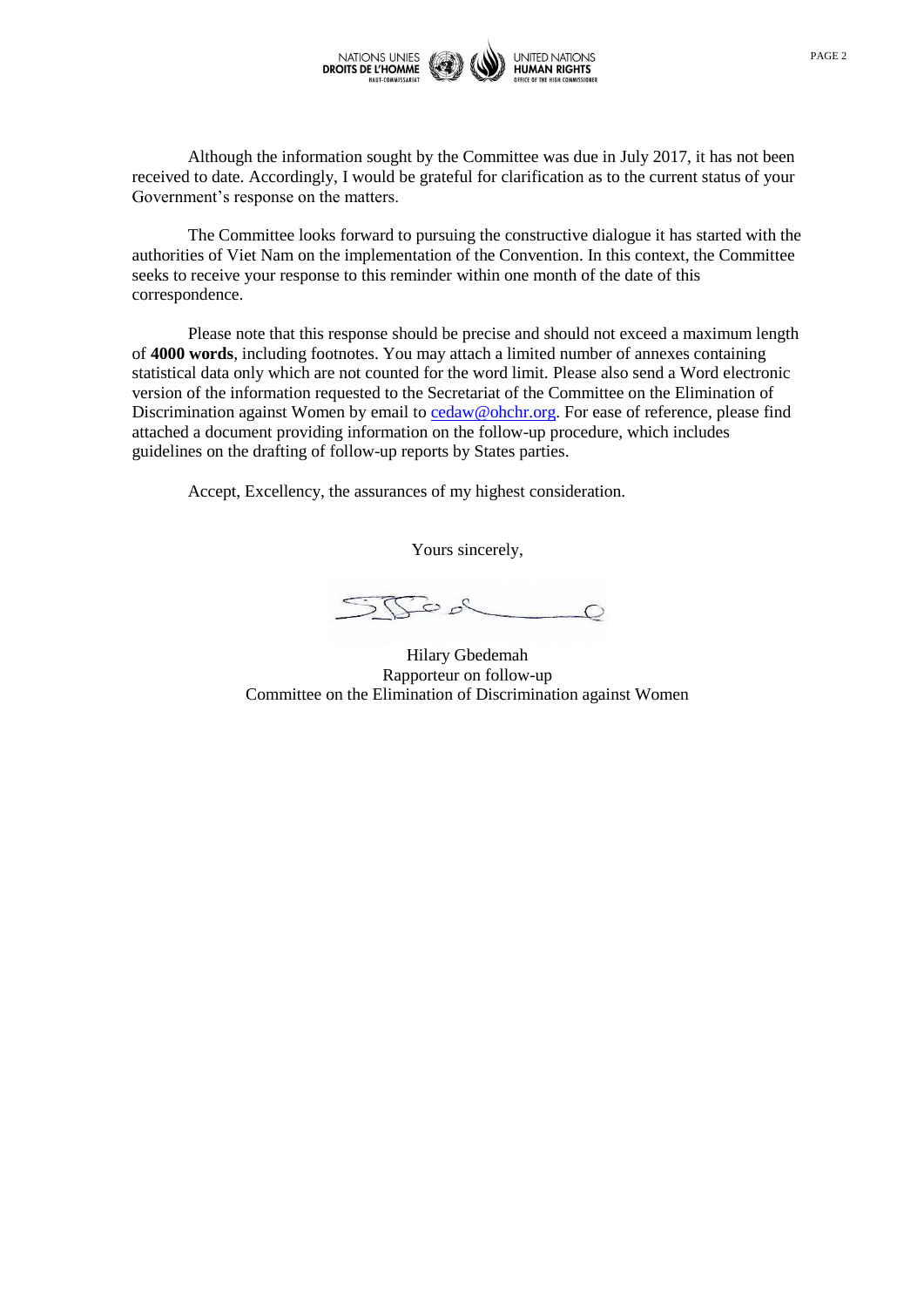Although the information sought by the Committee was due in July 2017, it has not been received to date. Accordingly, I would be grateful for clarification as to the current status of your Government's response on the matters.

The Committee looks forward to pursuing the constructive dialogue it has started with the authorities of Viet Nam on the implementation of the Convention. In this context, the Committee seeks to receive your response to this reminder within one month of the date of this correspondence.

Please note that this response should be precise and should not exceed a maximum length of **4000 words**, including footnotes. You may attach a limited number of annexes containing statistical data only which are not counted for the word limit. Please also send a Word electronic version of the information requested to the Secretariat of the Committee on the Elimination of Discrimination against Women by email to cedaw@ohchr.org. For ease of reference, please find attached a document providing information on the follow-up procedure, which includes guidelines on the drafting of follow-up reports by States parties.

Accept, Excellency, the assurances of my highest consideration.

Yours sincerely,

Hilary Gbedemah
Rapporteur on follow-up
Committee on the Elimination of Discrimination against Women